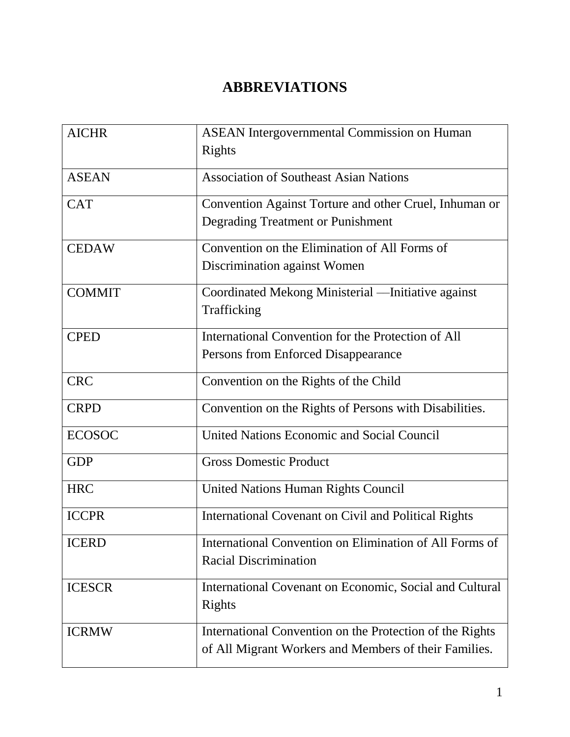# ABBREVIATIONS

| | |
|---|---|
| AICHR | ASEAN Intergovernmental Commission on Human Rights |
| ASEAN | Association of Southeast Asian Nations |
| CAT | Convention Against Torture and other Cruel, Inhuman or Degrading Treatment or Punishment |
| CEDAW | Convention on the Elimination of All Forms of Discrimination against Women |
| COMMIT | Coordinated Mekong Ministerial —Initiative against Trafficking |
| CPED | International Convention for the Protection of All Persons from Enforced Disappearance |
| CRC | Convention on the Rights of the Child |
| CRPD | Convention on the Rights of Persons with Disabilities. |
| ECOSOC | United Nations Economic and Social Council |
| GDP | Gross Domestic Product |
| HRC | United Nations Human Rights Council |
| ICCPR | International Covenant on Civil and Political Rights |
| ICERD | International Convention on Elimination of All Forms of Racial Discrimination |
| ICESCR | International Covenant on Economic, Social and Cultural Rights |
| ICRMW | International Convention on the Protection of the Rights of All Migrant Workers and Members of their Families. |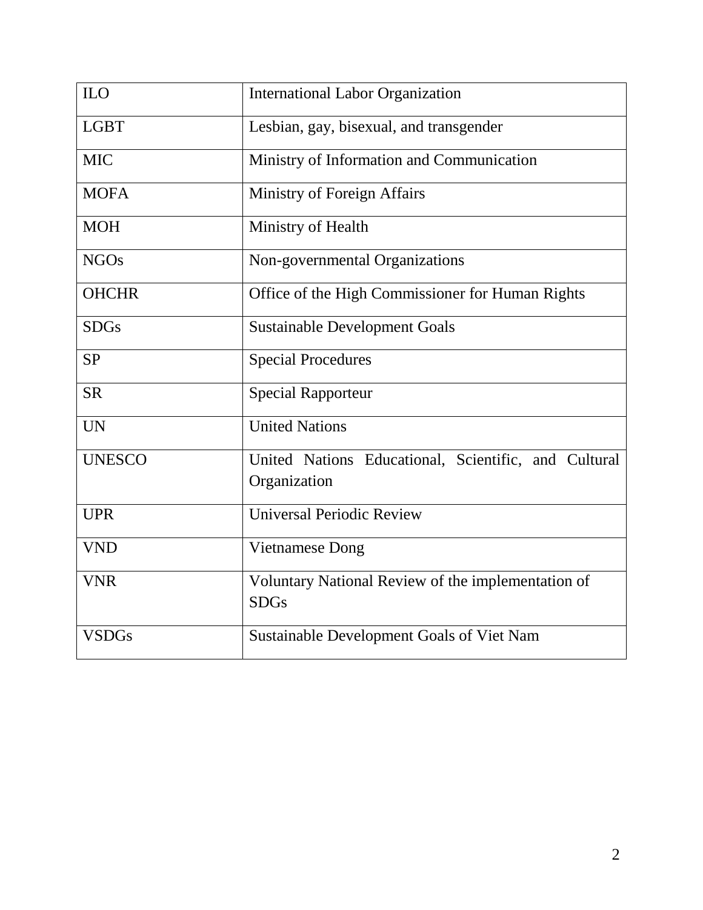| | |
|---|---|
| ILO | International Labor Organization |
| LGBT | Lesbian, gay, bisexual, and transgender |
| MIC | Ministry of Information and Communication |
| MOFA | Ministry of Foreign Affairs |
| MOH | Ministry of Health |
| NGOs | Non-governmental Organizations |
| OHCHR | Office of the High Commissioner for Human Rights |
| SDGs | Sustainable Development Goals |
| SP | Special Procedures |
| SR | Special Rapporteur |
| UN | United Nations |
| UNESCO | United Nations Educational, Scientific, and Cultural Organization |
| UPR | Universal Periodic Review |
| VND | Vietnamese Dong |
| VNR | Voluntary National Review of the implementation of SDGs |
| VSDGs | Sustainable Development Goals of Viet Nam |